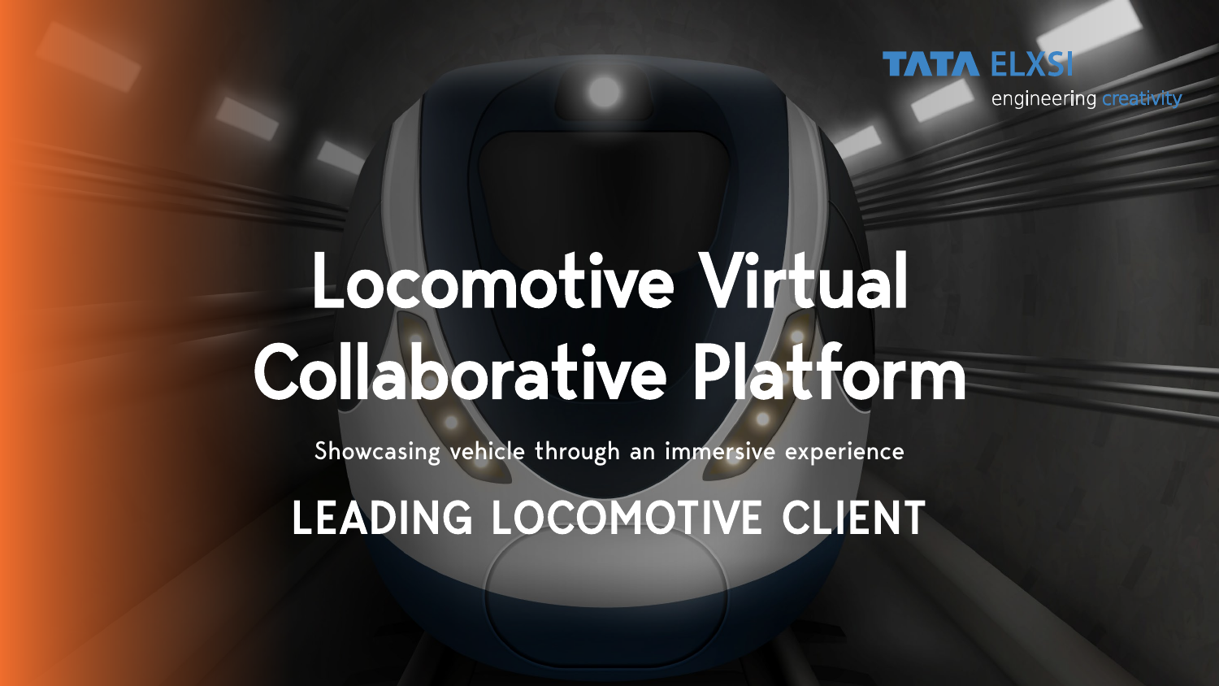TATA ELXSI
engineering creativity

# Locomotive Virtual Collaborative Platform

Showcasing vehicle through an immersive experience

## LEADING LOCOMOTIVE CLIENT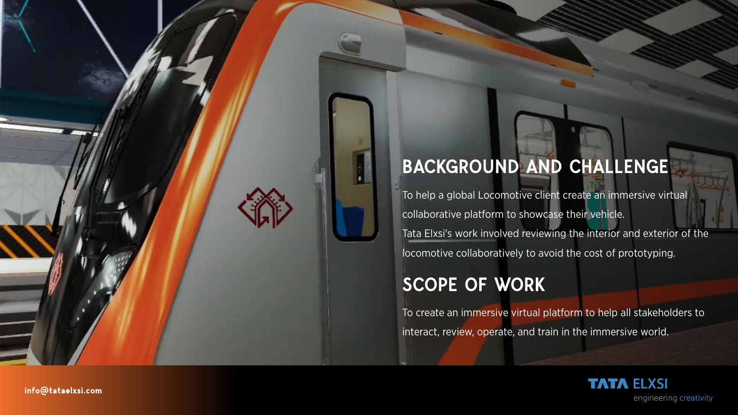## BACKGROUND AND CHALLENGE

To help a global Locomotive client create an immersive virtual collaborative platform to showcase their vehicle.
Tata Elxsi's work involved reviewing the interior and exterior of the locomotive collaboratively to avoid the cost of prototyping.

## SCOPE OF WORK

To create an immersive virtual platform to help all stakeholders to interact, review, operate, and train in the immersive world.

info@tataelxsi.com

TATA ELXSI
engineering creativity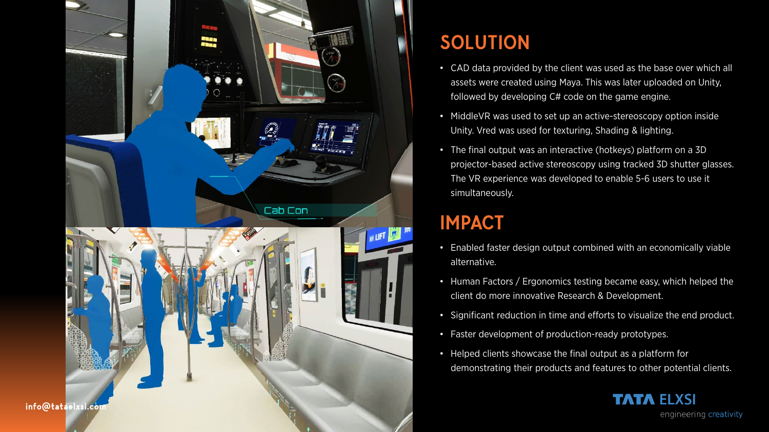## SOLUTION

- CAD data provided by the client was used as the base over which all assets were created using Maya. This was later uploaded on Unity, followed by developing C# code on the game engine.
- MiddleVR was used to set up an active-stereoscopy option inside Unity. Vred was used for texturing, Shading & lighting.
- The final output was an interactive (hotkeys) platform on a 3D projector-based active stereoscopy using tracked 3D shutter glasses. The VR experience was developed to enable 5-6 users to use it simultaneously.

## IMPACT

- Enabled faster design output combined with an economically viable alternative.
- Human Factors / Ergonomics testing became easy, which helped the client do more innovative Research & Development.
- Significant reduction in time and efforts to visualize the end product.
- Faster development of production-ready prototypes.
- Helped clients showcase the final output as a platform for demonstrating their products and features to other potential clients.

info@tataelxsi.com

TATA ELXSI
engineering creativity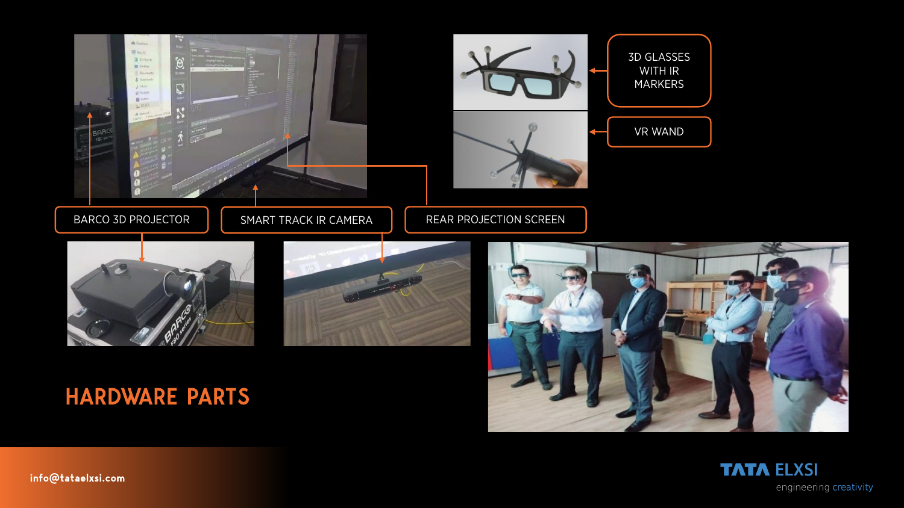## HARDWARE PARTS

BARCO 3D PROJECTOR

SMART TRACK IR CAMERA

REAR PROJECTION SCREEN

3D GLASSES WITH IR MARKERS

VR WAND

info@tataelxsi.com